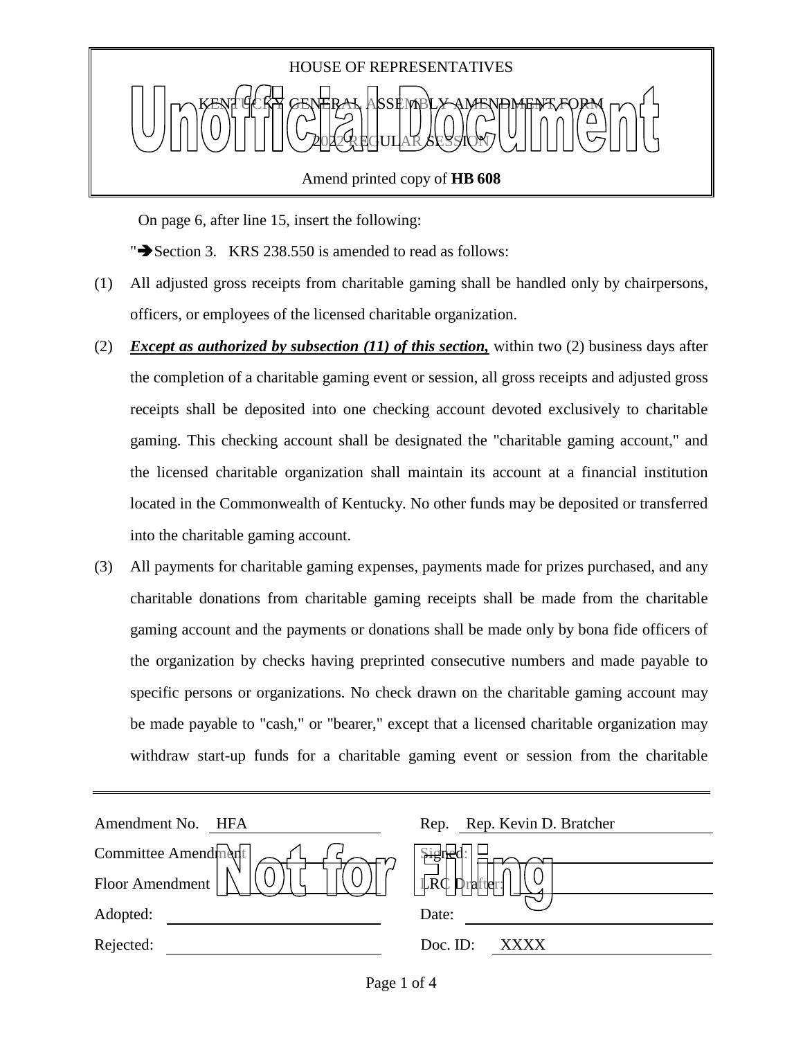HOUSE OF REPRESENTATIVES

KENTUCKY GENERAL ASSEMBLY AMENDMENT FORM

2022 REGULAR SESSION

Amend printed copy of **HB 608**

On page 6, after line 15, insert the following:

"➔Section 3.   KRS 238.550 is amended to read as follows:

(1) All adjusted gross receipts from charitable gaming shall be handled only by chairpersons, officers, or employees of the licensed charitable organization.

(2) ***Except as authorized by subsection (11) of this section,*** within two (2) business days after the completion of a charitable gaming event or session, all gross receipts and adjusted gross receipts shall be deposited into one checking account devoted exclusively to charitable gaming. This checking account shall be designated the "charitable gaming account," and the licensed charitable organization shall maintain its account at a financial institution located in the Commonwealth of Kentucky. No other funds may be deposited or transferred into the charitable gaming account.

(3) All payments for charitable gaming expenses, payments made for prizes purchased, and any charitable donations from charitable gaming receipts shall be made from the charitable gaming account and the payments or donations shall be made only by bona fide officers of the organization by checks having preprinted consecutive numbers and made payable to specific persons or organizations. No check drawn on the charitable gaming account may be made payable to "cash," or "bearer," except that a licensed charitable organization may withdraw start-up funds for a charitable gaming event or session from the charitable

| | |
|---|---|
| Amendment No. HFA | Rep. Rep. Kevin D. Bratcher |
| Committee Amendment | Signed: |
| Floor Amendment | LRC Drafter: |
| Adopted: | Date: |
| Rejected: | Doc. ID: XXXX |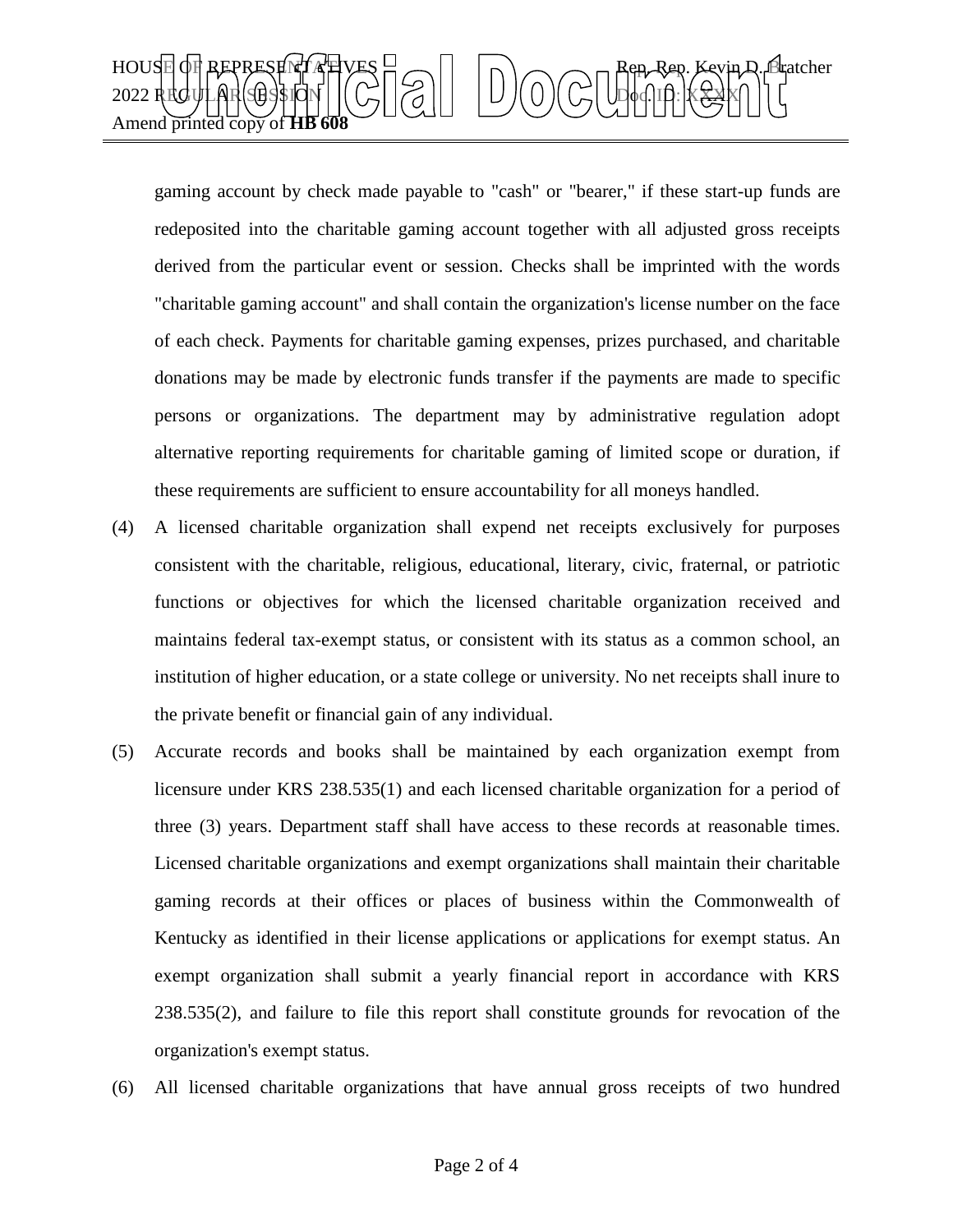gaming account by check made payable to "cash" or "bearer," if these start-up funds are redeposited into the charitable gaming account together with all adjusted gross receipts derived from the particular event or session. Checks shall be imprinted with the words "charitable gaming account" and shall contain the organization's license number on the face of each check. Payments for charitable gaming expenses, prizes purchased, and charitable donations may be made by electronic funds transfer if the payments are made to specific persons or organizations. The department may by administrative regulation adopt alternative reporting requirements for charitable gaming of limited scope or duration, if these requirements are sufficient to ensure accountability for all moneys handled.

(4) A licensed charitable organization shall expend net receipts exclusively for purposes consistent with the charitable, religious, educational, literary, civic, fraternal, or patriotic functions or objectives for which the licensed charitable organization received and maintains federal tax-exempt status, or consistent with its status as a common school, an institution of higher education, or a state college or university. No net receipts shall inure to the private benefit or financial gain of any individual.

(5) Accurate records and books shall be maintained by each organization exempt from licensure under KRS 238.535(1) and each licensed charitable organization for a period of three (3) years. Department staff shall have access to these records at reasonable times. Licensed charitable organizations and exempt organizations shall maintain their charitable gaming records at their offices or places of business within the Commonwealth of Kentucky as identified in their license applications or applications for exempt status. An exempt organization shall submit a yearly financial report in accordance with KRS 238.535(2), and failure to file this report shall constitute grounds for revocation of the organization's exempt status.

(6) All licensed charitable organizations that have annual gross receipts of two hundred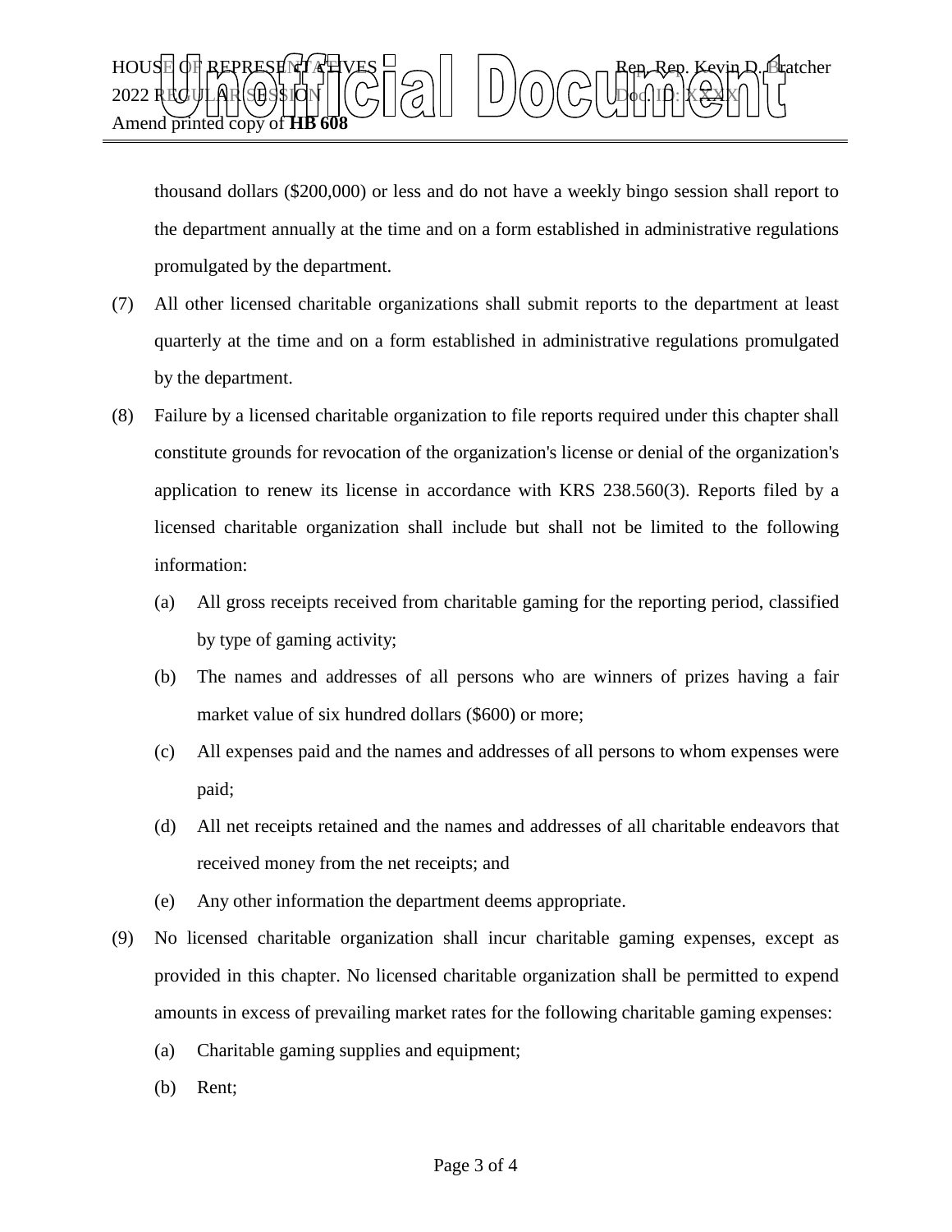thousand dollars ($200,000) or less and do not have a weekly bingo session shall report to the department annually at the time and on a form established in administrative regulations promulgated by the department.

(7) All other licensed charitable organizations shall submit reports to the department at least quarterly at the time and on a form established in administrative regulations promulgated by the department.

(8) Failure by a licensed charitable organization to file reports required under this chapter shall constitute grounds for revocation of the organization's license or denial of the organization's application to renew its license in accordance with KRS 238.560(3). Reports filed by a licensed charitable organization shall include but shall not be limited to the following information:

  (a) All gross receipts received from charitable gaming for the reporting period, classified by type of gaming activity;

  (b) The names and addresses of all persons who are winners of prizes having a fair market value of six hundred dollars ($600) or more;

  (c) All expenses paid and the names and addresses of all persons to whom expenses were paid;

  (d) All net receipts retained and the names and addresses of all charitable endeavors that received money from the net receipts; and

  (e) Any other information the department deems appropriate.

(9) No licensed charitable organization shall incur charitable gaming expenses, except as provided in this chapter. No licensed charitable organization shall be permitted to expend amounts in excess of prevailing market rates for the following charitable gaming expenses:

  (a) Charitable gaming supplies and equipment;

  (b) Rent;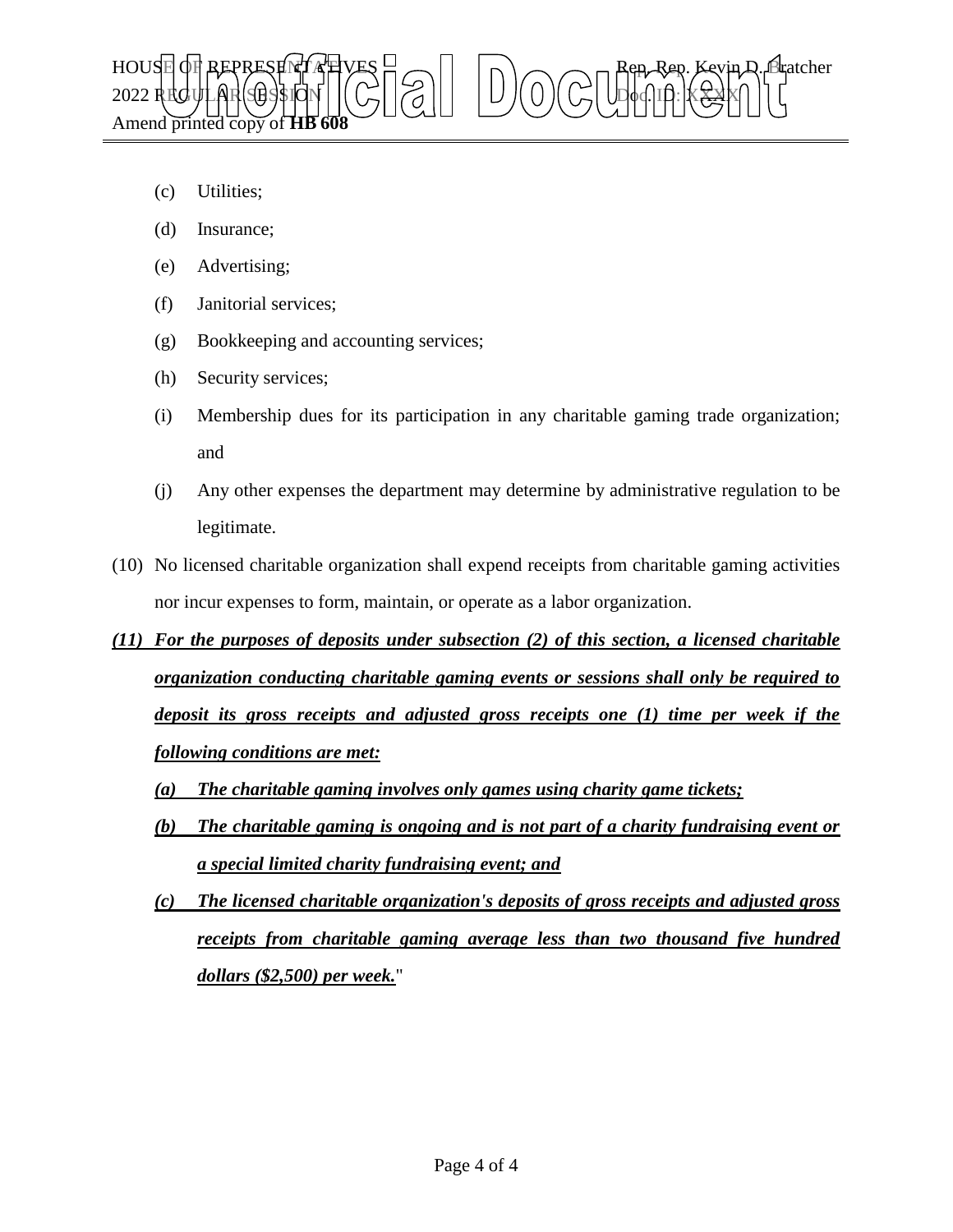(c) Utilities;

(d) Insurance;

(e) Advertising;

(f) Janitorial services;

(g) Bookkeeping and accounting services;

(h) Security services;

(i) Membership dues for its participation in any charitable gaming trade organization; and

(j) Any other expenses the department may determine by administrative regulation to be legitimate.

(10) No licensed charitable organization shall expend receipts from charitable gaming activities nor incur expenses to form, maintain, or operate as a labor organization.

***(11) For the purposes of deposits under subsection (2) of this section, a licensed charitable organization conducting charitable gaming events or sessions shall only be required to deposit its gross receipts and adjusted gross receipts one (1) time per week if the following conditions are met:***

***(a) The charitable gaming involves only games using charity game tickets;***

***(b) The charitable gaming is ongoing and is not part of a charity fundraising event or a special limited charity fundraising event; and***

***(c) The licensed charitable organization's deposits of gross receipts and adjusted gross receipts from charitable gaming average less than two thousand five hundred dollars ($2,500) per week.***"